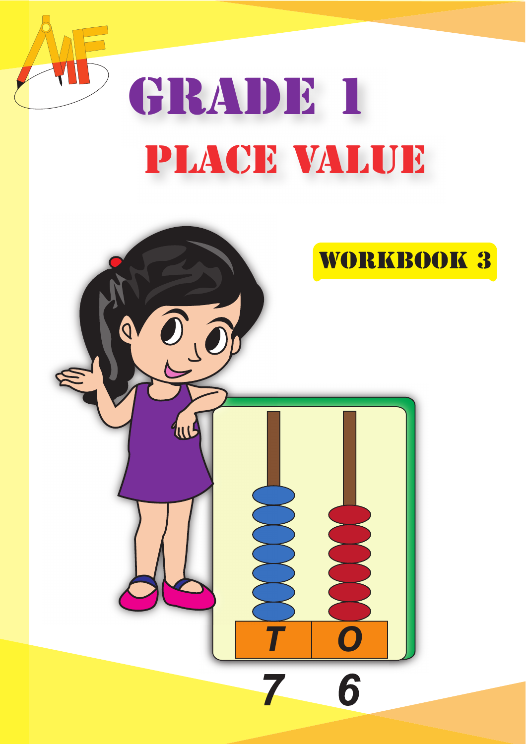# GRADE 1

## PLACE VALUE

WORKBOOK 3

| T | O |
|---|---|
| 7 | 6 |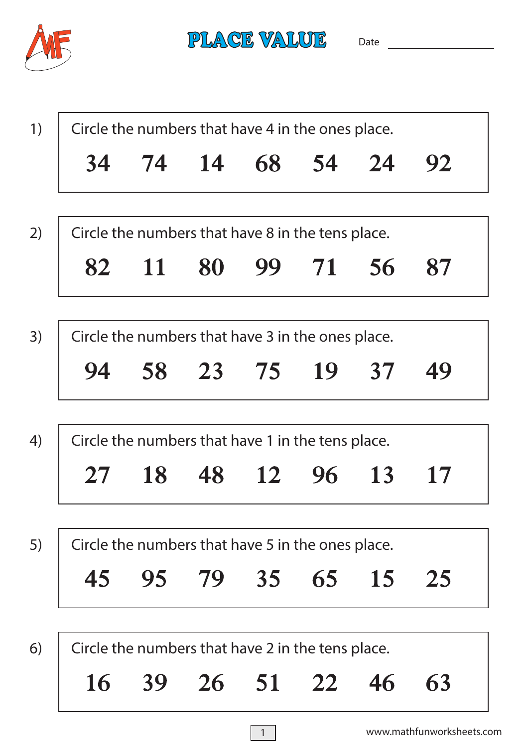# PLACE VALUE

Date ______________

1) Circle the numbers that have 4 in the ones place.

**34 74 14 68 54 24 92**

2) Circle the numbers that have 8 in the tens place.

**82 11 80 99 71 56 87**

3) Circle the numbers that have 3 in the ones place.

**94 58 23 75 19 37 49**

4) Circle the numbers that have 1 in the tens place.

**27 18 48 12 96 13 17**

5) Circle the numbers that have 5 in the ones place.

**45 95 79 35 65 15 25**

6) Circle the numbers that have 2 in the tens place.

**16 39 26 51 22 46 63**

www.mathfunworksheets.com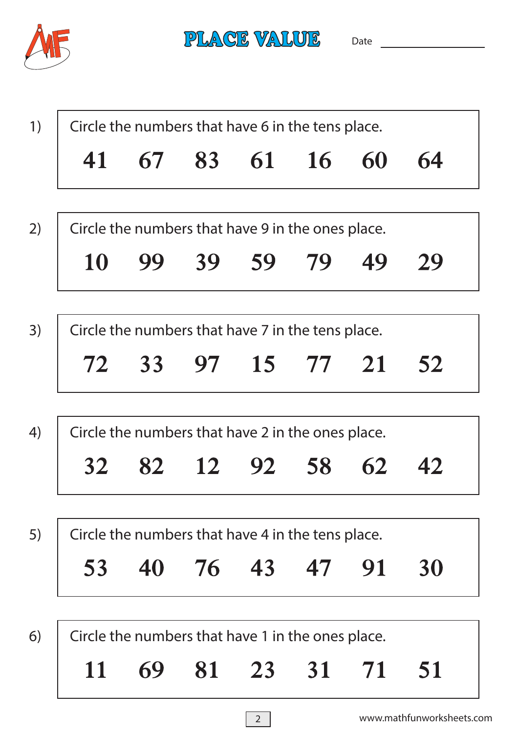# PLACE VALUE

Date ______________

1) Circle the numbers that have 6 in the tens place.

**41 67 83 61 16 60 64**

2) Circle the numbers that have 9 in the ones place.

**10 99 39 59 79 49 29**

3) Circle the numbers that have 7 in the tens place.

**72 33 97 15 77 21 52**

4) Circle the numbers that have 2 in the ones place.

**32 82 12 92 58 62 42**

5) Circle the numbers that have 4 in the tens place.

**53 40 76 43 47 91 30**

6) Circle the numbers that have 1 in the ones place.

**11 69 81 23 31 71 51**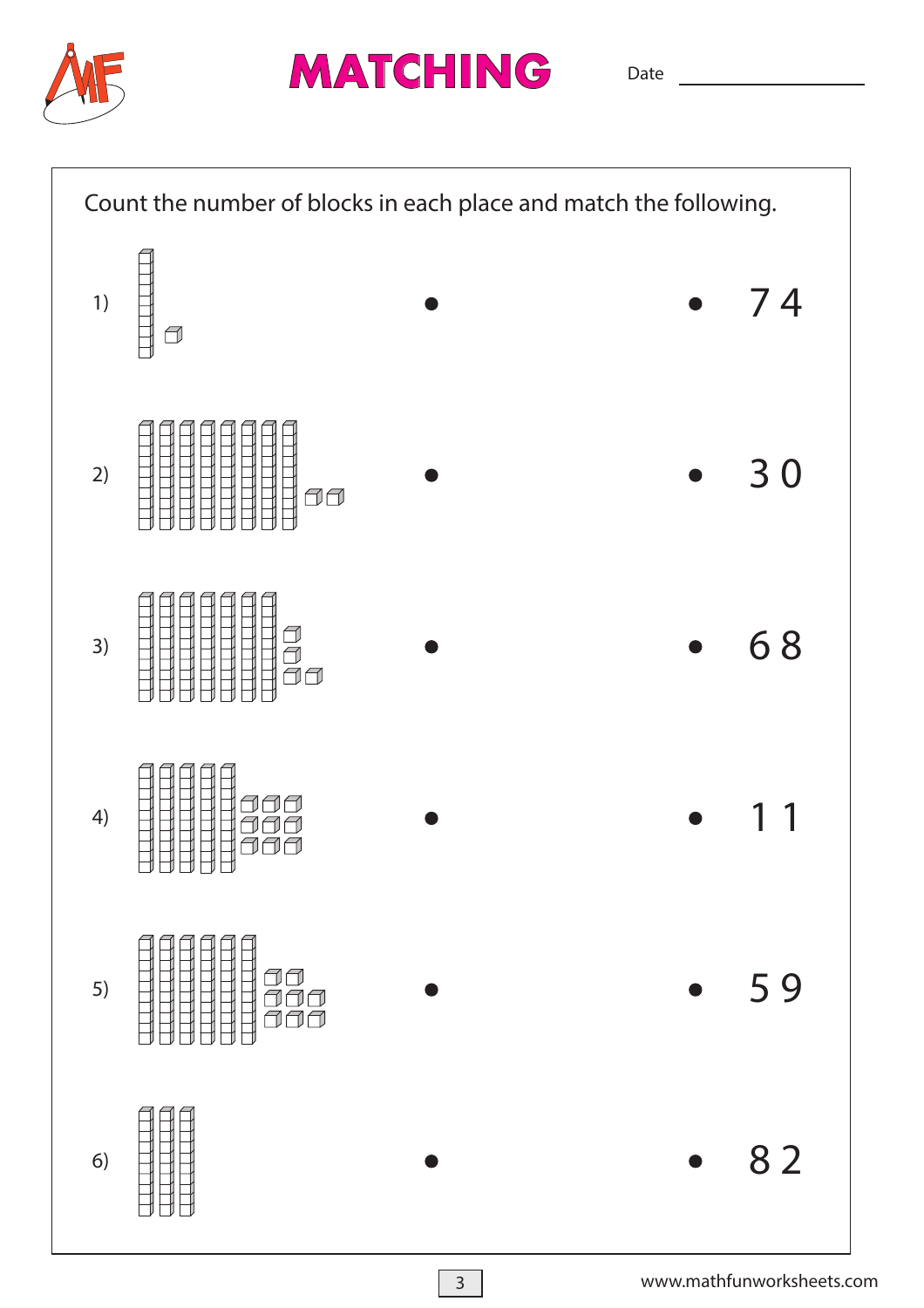# MATCHING

Date ______________

Count the number of blocks in each place and match the following.

1) • • 7 4

2) • • 3 0

3) • • 6 8

4) • • 1 1

5) • • 5 9

6) • • 8 2

www.mathfunworksheets.com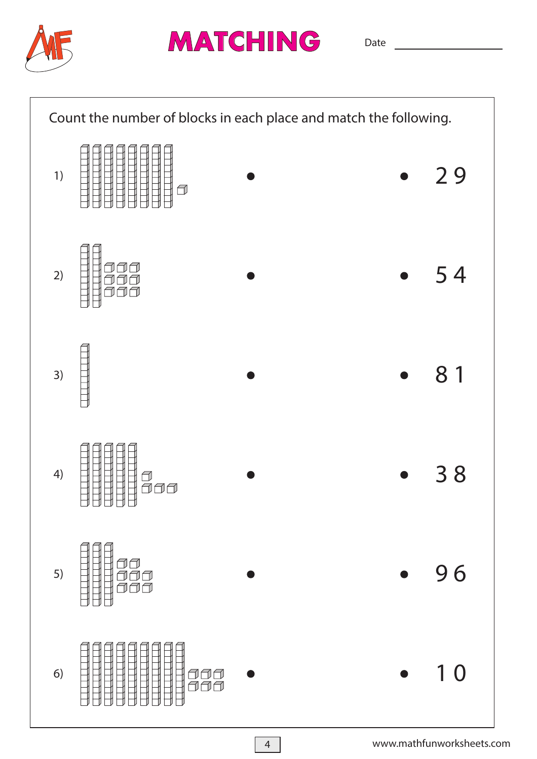# MATCHING

Date ______________

Count the number of blocks in each place and match the following.

1) •  • 29

2) •  • 54

3) •  • 81

4) •  • 38

5) •  • 96

6) •  • 10

www.mathfunworksheets.com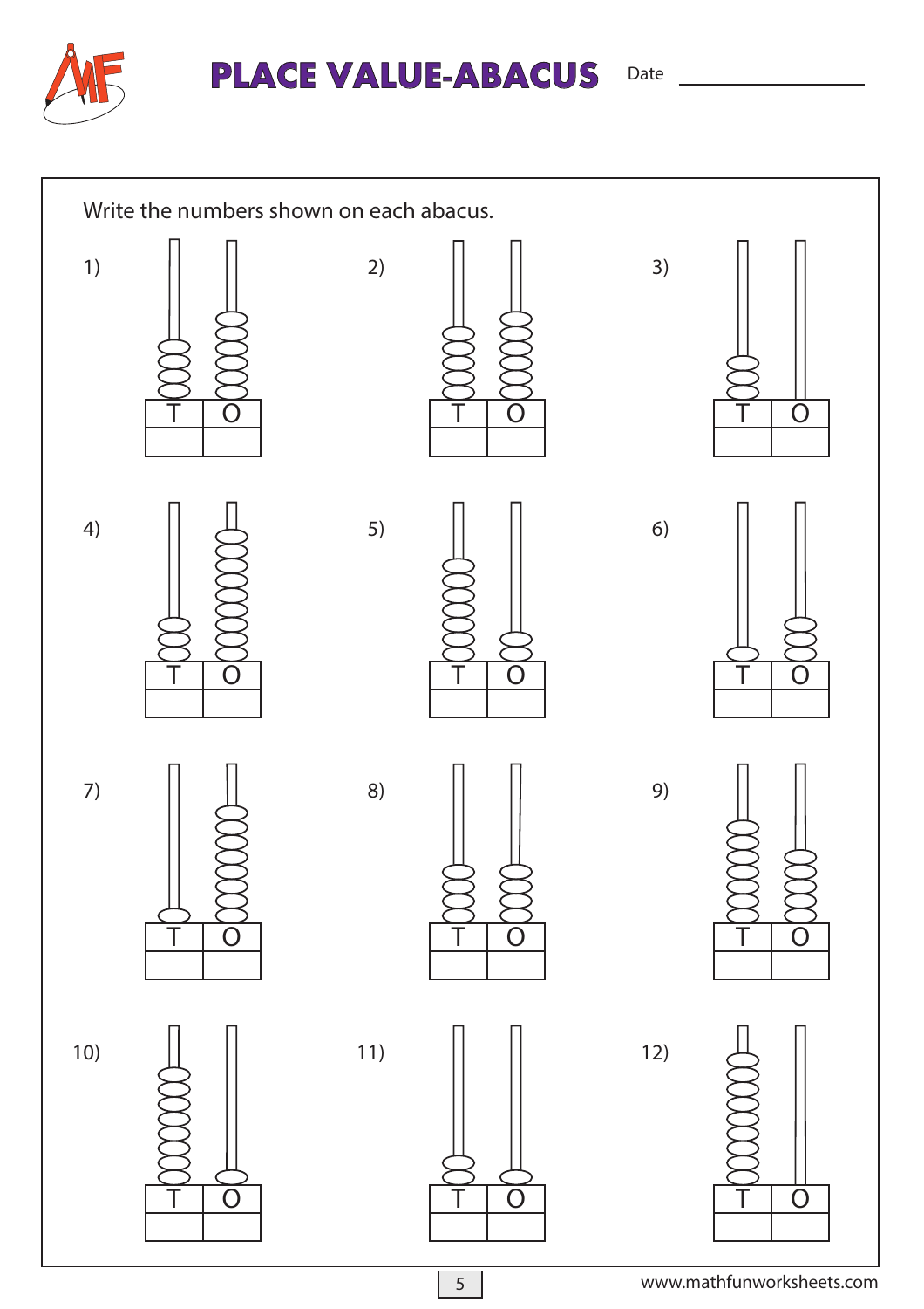# PLACE VALUE-ABACUS

Date ______________

Write the numbers shown on each abacus.

1)

| T | O |
|---|---|
|   |   |

2)

| T | O |
|---|---|
|   |   |

3)

| T | O |
|---|---|
|   |   |

4)

| T | O |
|---|---|
|   |   |

5)

| T | O |
|---|---|
|   |   |

6)

| T | O |
|---|---|
|   |   |

7)

| T | O |
|---|---|
|   |   |

8)

| T | O |
|---|---|
|   |   |

9)

| T | O |
|---|---|
|   |   |

10)

| T | O |
|---|---|
|   |   |

11)

| T | O |
|---|---|
|   |   |

12)

| T | O |
|---|---|
|   |   |

www.mathfunworksheets.com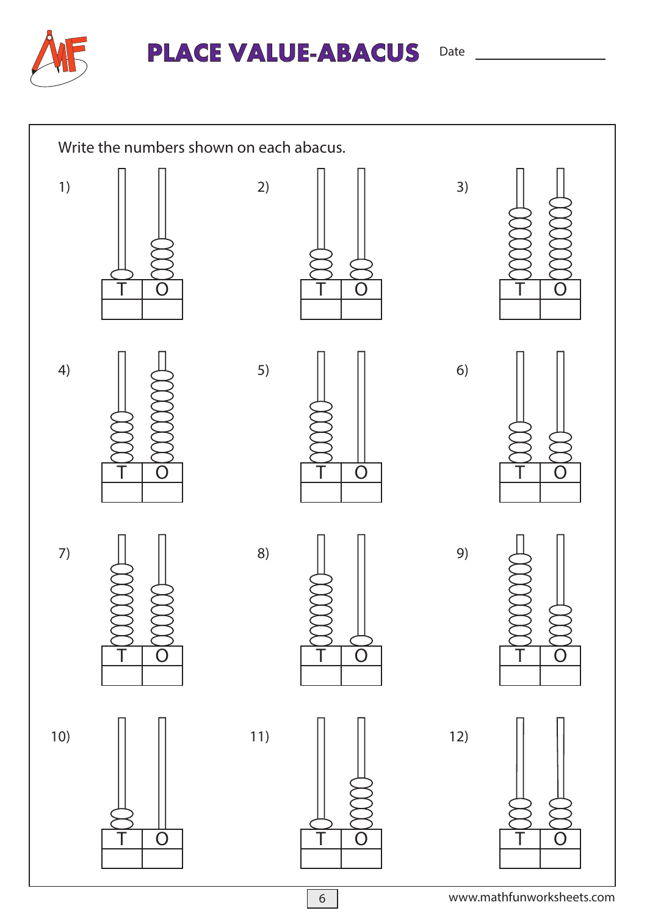# PLACE VALUE-ABACUS

Date ________________

Write the numbers shown on each abacus.

1)

| T | O |
| --- | --- |
| | |

2)

| T | O |
| --- | --- |
| | |

3)

| T | O |
| --- | --- |
| | |

4)

| T | O |
| --- | --- |
| | |

5)

| T | O |
| --- | --- |
| | |

6)

| T | O |
| --- | --- |
| | |

7)

| T | O |
| --- | --- |
| | |

8)

| T | O |
| --- | --- |
| | |

9)

| T | O |
| --- | --- |
| | |

10)

| T | O |
| --- | --- |
| | |

11)

| T | O |
| --- | --- |
| | |

12)

| T | O |
| --- | --- |
| | |

www.mathfunworksheets.com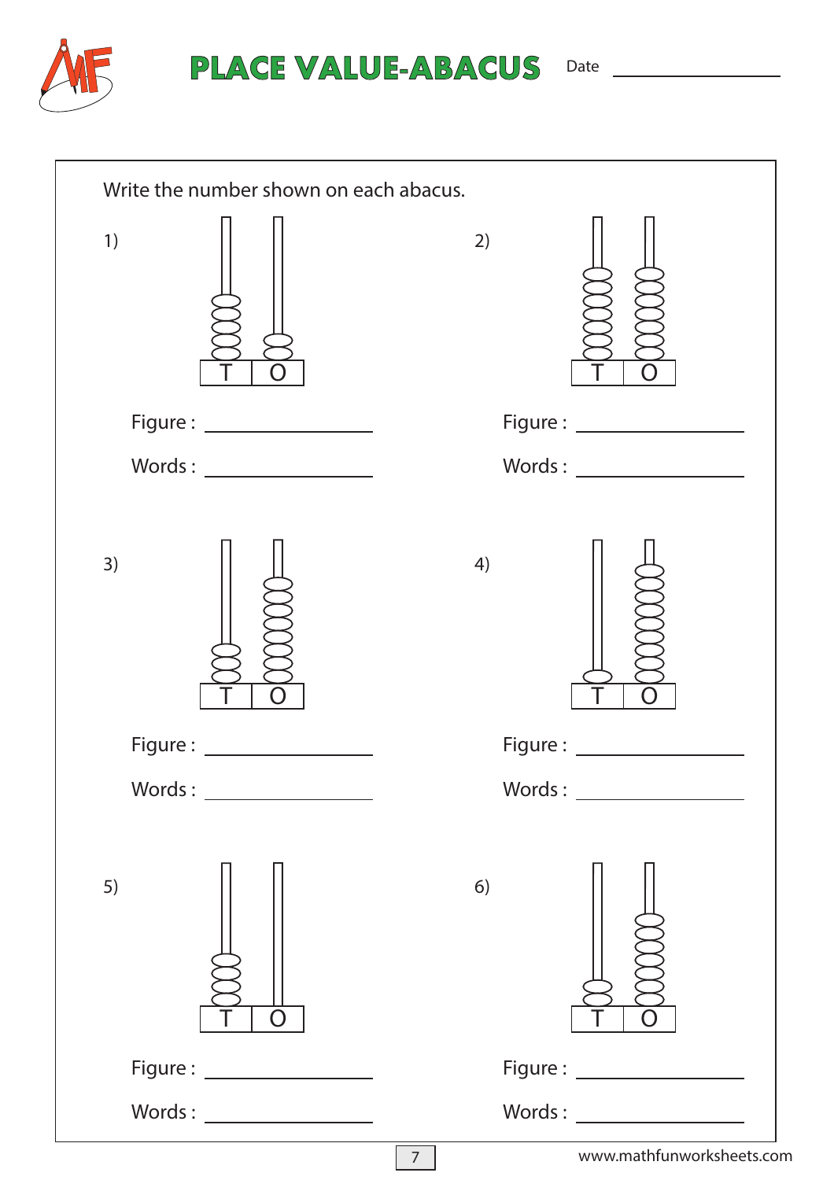# PLACE VALUE-ABACUS

Date ________________

Write the number shown on each abacus.

1)

| T | O |
|---|---|

Figure : ________________

Words : ________________

2)

| T | O |
|---|---|

Figure : ________________

Words : ________________

3)

| T | O |
|---|---|

Figure : ________________

Words : ________________

4)

| T | O |
|---|---|

Figure : ________________

Words : ________________

5)

| T | O |
|---|---|

Figure : ________________

Words : ________________

6)

| T | O |
|---|---|

Figure : ________________

Words : ________________

www.mathfunworksheets.com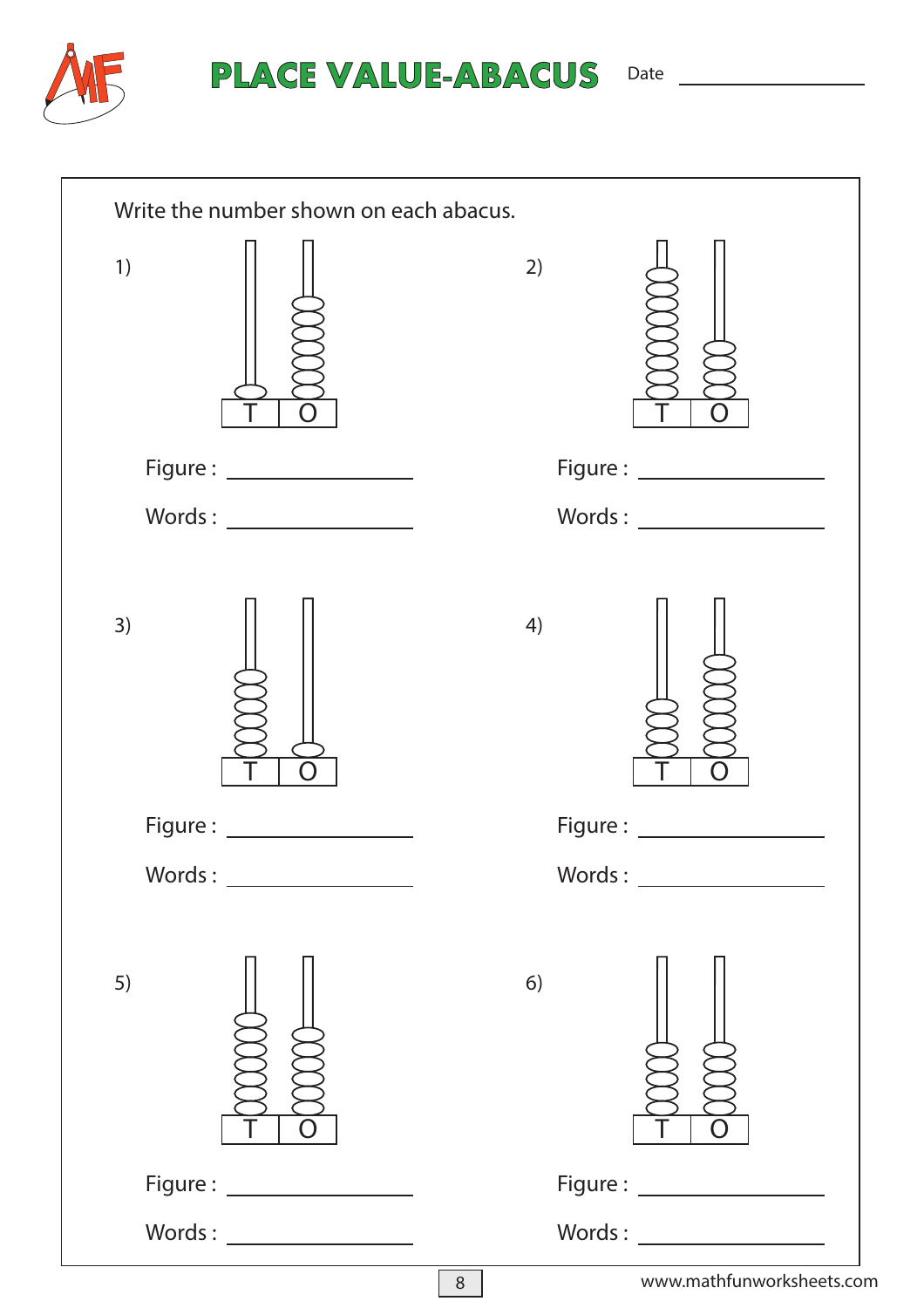# PLACE VALUE-ABACUS

Date ______________

Write the number shown on each abacus.

1)

| T | O |
|---|---|

Figure : ______________

Words : ______________

2)

| T | O |
|---|---|

Figure : ______________

Words : ______________

3)

| T | O |
|---|---|

Figure : ______________

Words : ______________

4)

| T | O |
|---|---|

Figure : ______________

Words : ______________

5)

| T | O |
|---|---|

Figure : ______________

Words : ______________

6)

| T | O |
|---|---|

Figure : ______________

Words : ______________

www.mathfunworksheets.com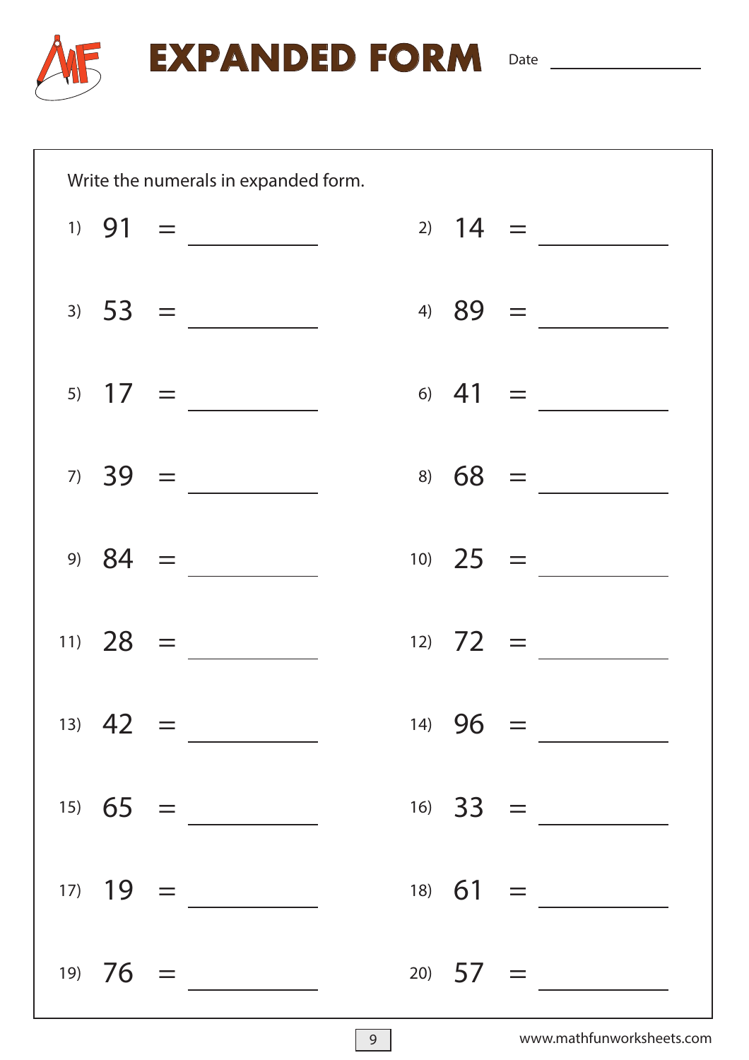# EXPANDED FORM

Date ____________

Write the numerals in expanded form.

1) 91 = ____________

2) 14 = ____________

3) 53 = ____________

4) 89 = ____________

5) 17 = ____________

6) 41 = ____________

7) 39 = ____________

8) 68 = ____________

9) 84 = ____________

10) 25 = ____________

11) 28 = ____________

12) 72 = ____________

13) 42 = ____________

14) 96 = ____________

15) 65 = ____________

16) 33 = ____________

17) 19 = ____________

18) 61 = ____________

19) 76 = ____________

20) 57 = ____________

www.mathfunworksheets.com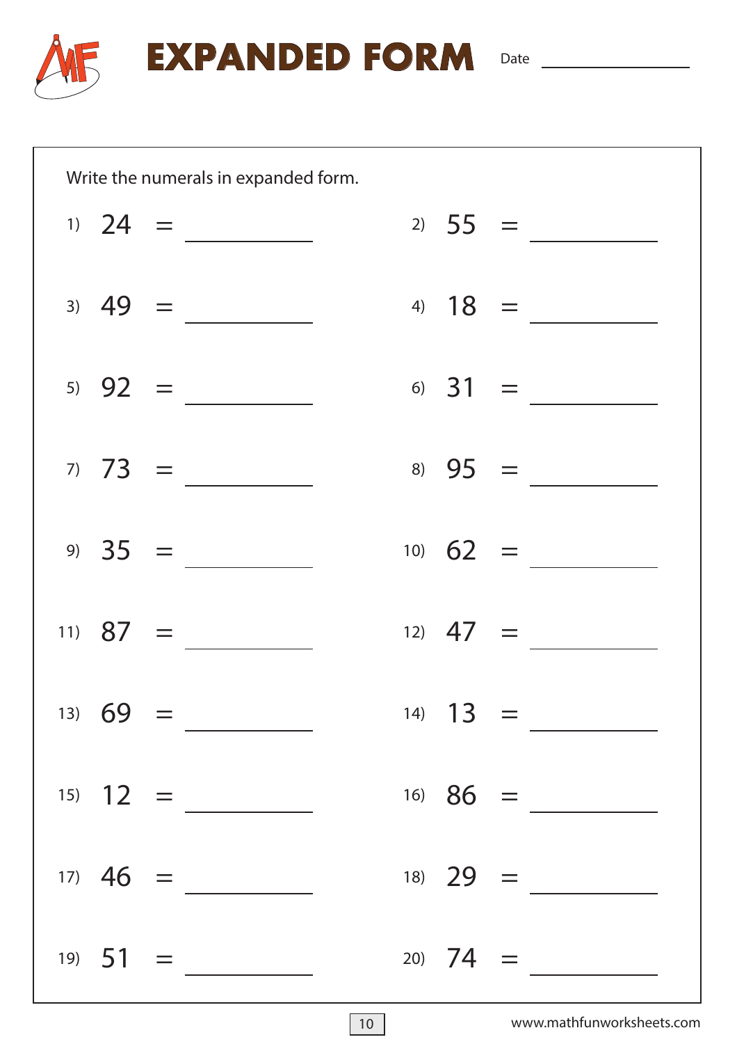# EXPANDED FORM

Date ____________

Write the numerals in expanded form.

1) 24 = ____________

2) 55 = ____________

3) 49 = ____________

4) 18 = ____________

5) 92 = ____________

6) 31 = ____________

7) 73 = ____________

8) 95 = ____________

9) 35 = ____________

10) 62 = ____________

11) 87 = ____________

12) 47 = ____________

13) 69 = ____________

14) 13 = ____________

15) 12 = ____________

16) 86 = ____________

17) 46 = ____________

18) 29 = ____________

19) 51 = ____________

20) 74 = ____________

www.mathfunworksheets.com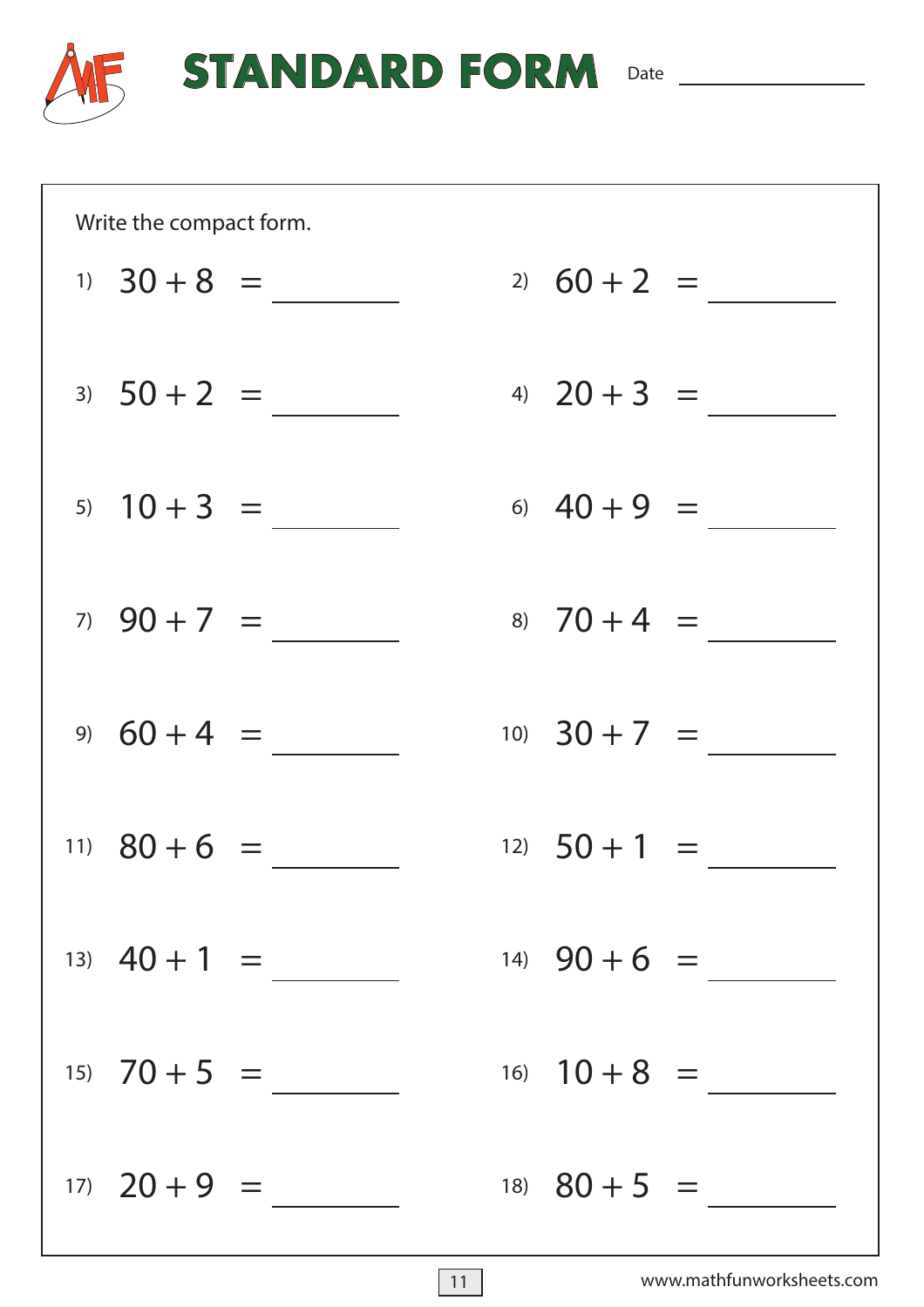# STANDARD FORM

Date ____________

Write the compact form.

1) $30 + 8 =$ ______

2) $60 + 2 =$ ______

3) $50 + 2 =$ ______

4) $20 + 3 =$ ______

5) $10 + 3 =$ ______

6) $40 + 9 =$ ______

7) $90 + 7 =$ ______

8) $70 + 4 =$ ______

9) $60 + 4 =$ ______

10) $30 + 7 =$ ______

11) $80 + 6 =$ ______

12) $50 + 1 =$ ______

13) $40 + 1 =$ ______

14) $90 + 6 =$ ______

15) $70 + 5 =$ ______

16) $10 + 8 =$ ______

17) $20 + 9 =$ ______

18) $80 + 5 =$ ______

www.mathfunworksheets.com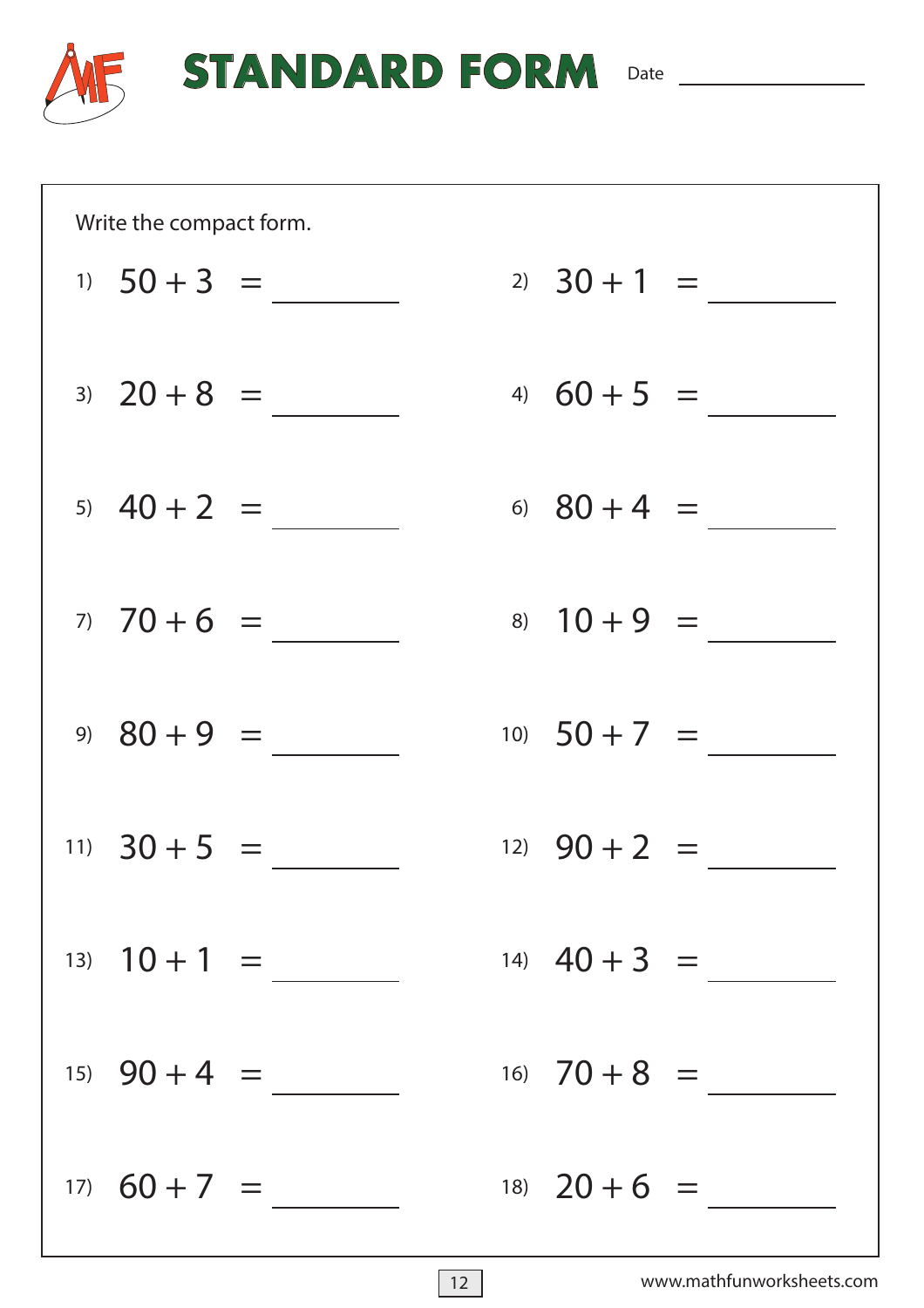# STANDARD FORM

Date ____________

Write the compact form.

1) $50 + 3 =$ ________

2) $30 + 1 =$ ________

3) $20 + 8 =$ ________

4) $60 + 5 =$ ________

5) $40 + 2 =$ ________

6) $80 + 4 =$ ________

7) $70 + 6 =$ ________

8) $10 + 9 =$ ________

9) $80 + 9 =$ ________

10) $50 + 7 =$ ________

11) $30 + 5 =$ ________

12) $90 + 2 =$ ________

13) $10 + 1 =$ ________

14) $40 + 3 =$ ________

15) $90 + 4 =$ ________

16) $70 + 8 =$ ________

17) $60 + 7 =$ ________

18) $20 + 6 =$ ________

www.mathfunworksheets.com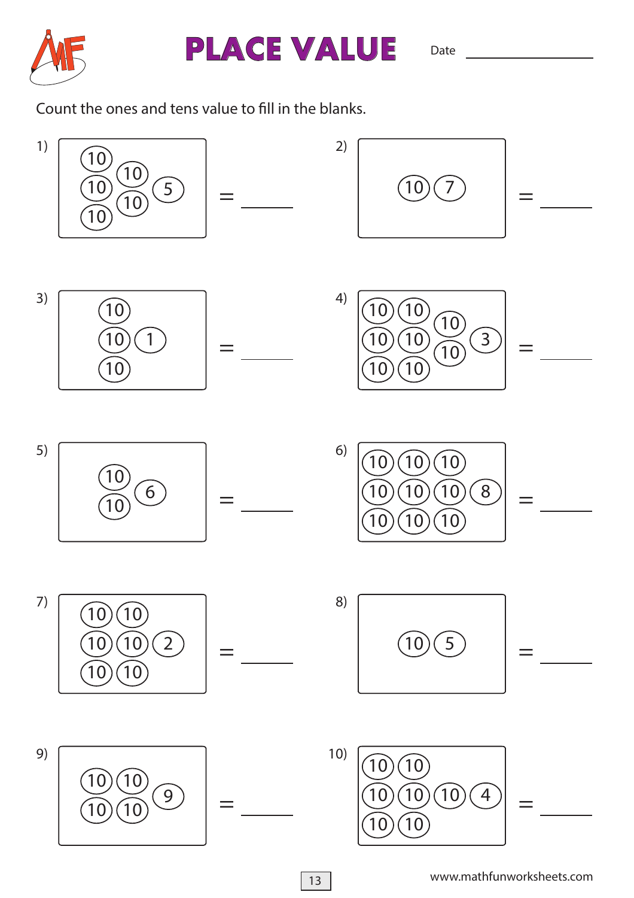# PLACE VALUE

Date ______________

Count the ones and tens value to fill in the blanks.

1) 10 10 10 10 10 5 = ______

2) 10 7 = ______

3) 10 10 10 1 = ______

4) 10 10 10 10 10 10 10 10 3 = ______

5) 10 10 6 = ______

6) 10 10 10 10 10 10 10 10 10 8 = ______

7) 10 10 10 10 10 10 2 = ______

8) 10 5 = ______

9) 10 10 10 10 9 = ______

10) 10 10 10 10 10 10 10 4 = ______

www.mathfunworksheets.com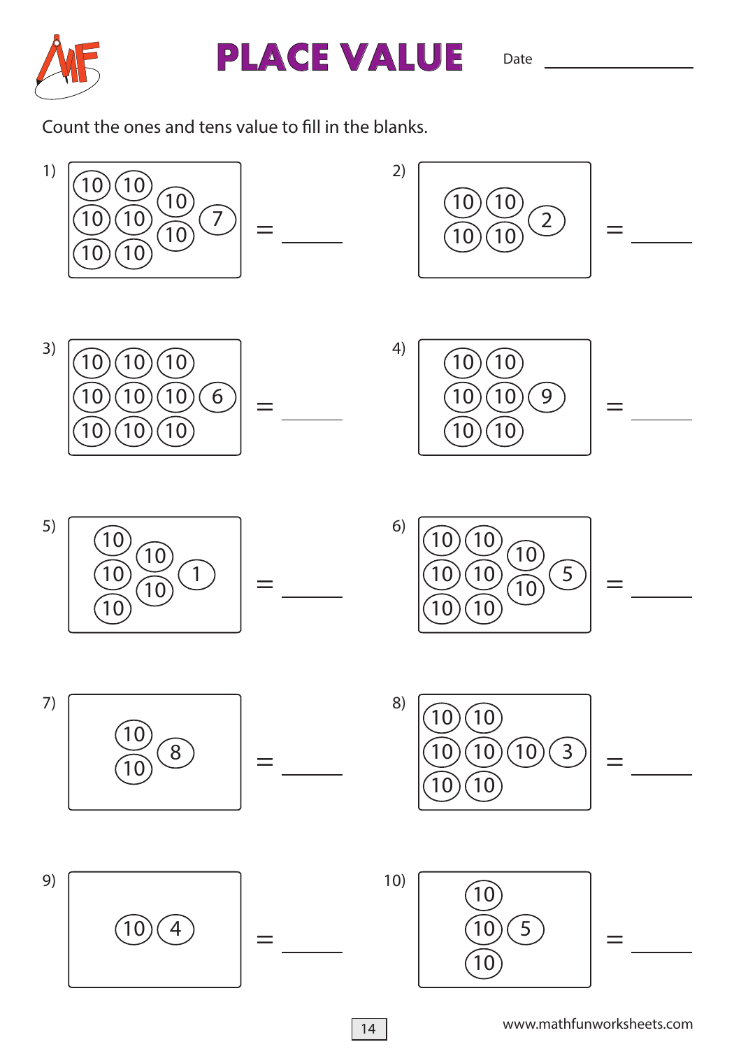# PLACE VALUE

Date ______________

Count the ones and tens value to fill in the blanks.

1) (10) (10) (10) (10) (10) (10) (10) (10) (7) = ______

2) (10) (10) (10) (10) (2) = ______

3) (10) (10) (10) (10) (10) (10) (10) (10) (10) (6) = ______

4) (10) (10) (10) (10) (10) (10) (9) = ______

5) (10) (10) (10) (10) (10) (1) = ______

6) (10) (10) (10) (10) (10) (10) (10) (10) (5) = ______

7) (10) (10) (8) = ______

8) (10) (10) (10) (10) (10) (10) (10) (3) = ______

9) (10) (4) = ______

10) (10) (10) (10) (5) = ______

www.mathfunworksheets.com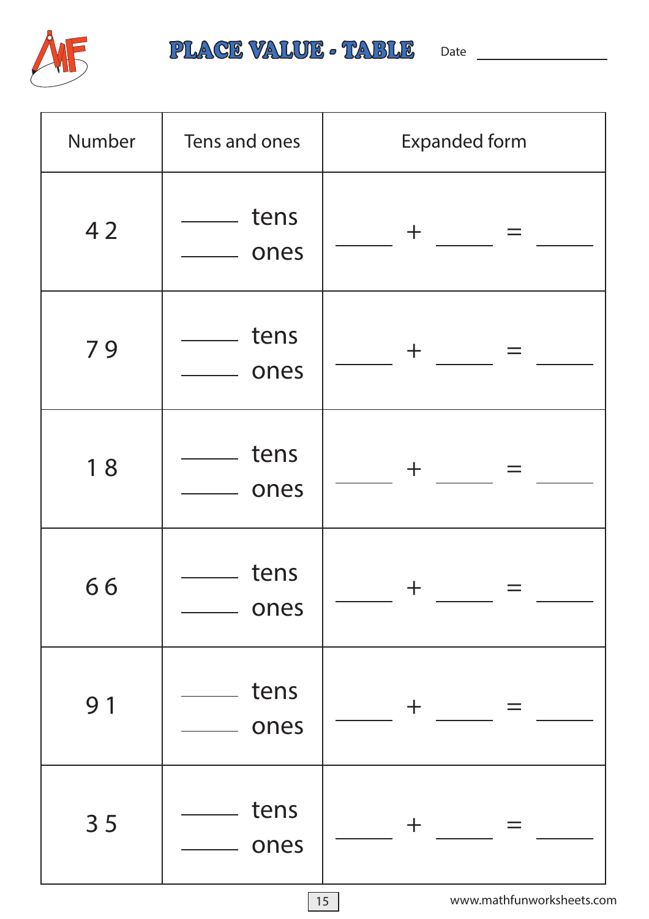# PLACE VALUE - TABLE

Date ____________

| Number | Tens and ones | Expanded form |
|---|---|---|
| 4 2 | _____ tens<br>_____ ones | _____ + _____ = _____ |
| 7 9 | _____ tens<br>_____ ones | _____ + _____ = _____ |
| 1 8 | _____ tens<br>_____ ones | _____ + _____ = _____ |
| 6 6 | _____ tens<br>_____ ones | _____ + _____ = _____ |
| 9 1 | _____ tens<br>_____ ones | _____ + _____ = _____ |
| 3 5 | _____ tens<br>_____ ones | _____ + _____ = _____ |

www.mathfunworksheets.com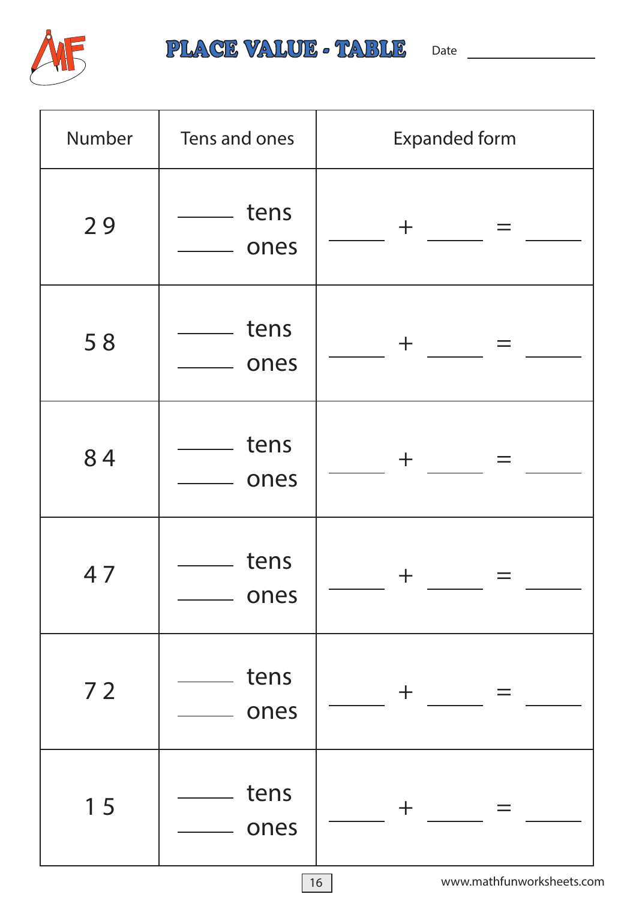# PLACE VALUE - TABLE

Date ______________

| Number | Tens and ones | Expanded form |
|---|---|---|
| 2 9 | _____ tens<br>_____ ones | _____ + _____ = _____ |
| 5 8 | _____ tens<br>_____ ones | _____ + _____ = _____ |
| 8 4 | _____ tens<br>_____ ones | _____ + _____ = _____ |
| 4 7 | _____ tens<br>_____ ones | _____ + _____ = _____ |
| 7 2 | _____ tens<br>_____ ones | _____ + _____ = _____ |
| 1 5 | _____ tens<br>_____ ones | _____ + _____ = _____ |

www.mathfunworksheets.com